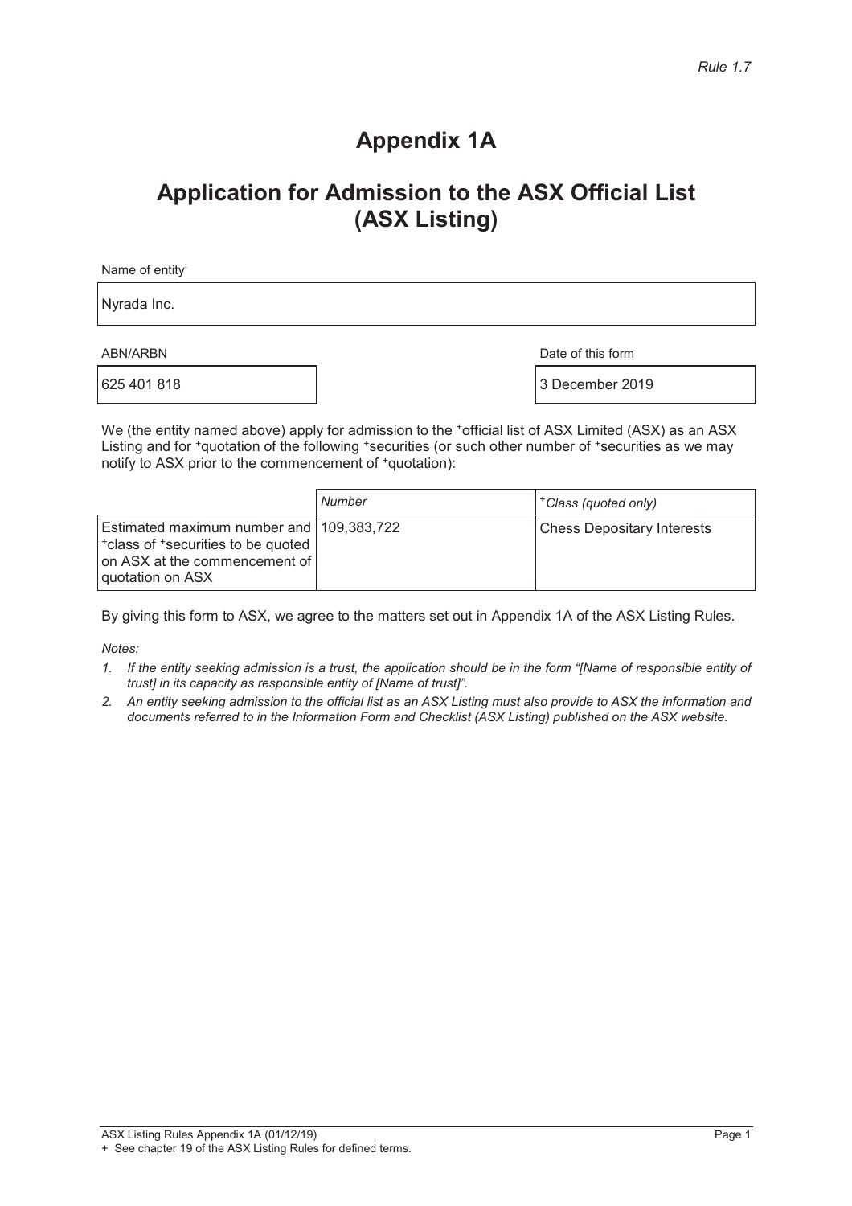*Rule 1.7*

# Appendix 1A

## Application for Admission to the ASX Official List (ASX Listing)

Name of entity[1]

Nyrada Inc.

| ABN/ARBN | Date of this form |
|---|---|
| 625 401 818 | 3 December 2019 |

We (the entity named above) apply for admission to the +official list of ASX Limited (ASX) as an ASX Listing and for +quotation of the following +securities (or such other number of +securities as we may notify to ASX prior to the commencement of +quotation):

| | *Number* | *+Class (quoted only)* |
|---|---|---|
| Estimated maximum number and +class of +securities to be quoted on ASX at the commencement of quotation on ASX | 109,383,722 | Chess Depositary Interests |

By giving this form to ASX, we agree to the matters set out in Appendix 1A of the ASX Listing Rules.

*Notes:*

1. *If the entity seeking admission is a trust, the application should be in the form "[Name of responsible entity of trust] in its capacity as responsible entity of [Name of trust]".*
2. *An entity seeking admission to the official list as an ASX Listing must also provide to ASX the information and documents referred to in the Information Form and Checklist (ASX Listing) published on the ASX website.*

ASX Listing Rules Appendix 1A (01/12/19)

+ See chapter 19 of the ASX Listing Rules for defined terms.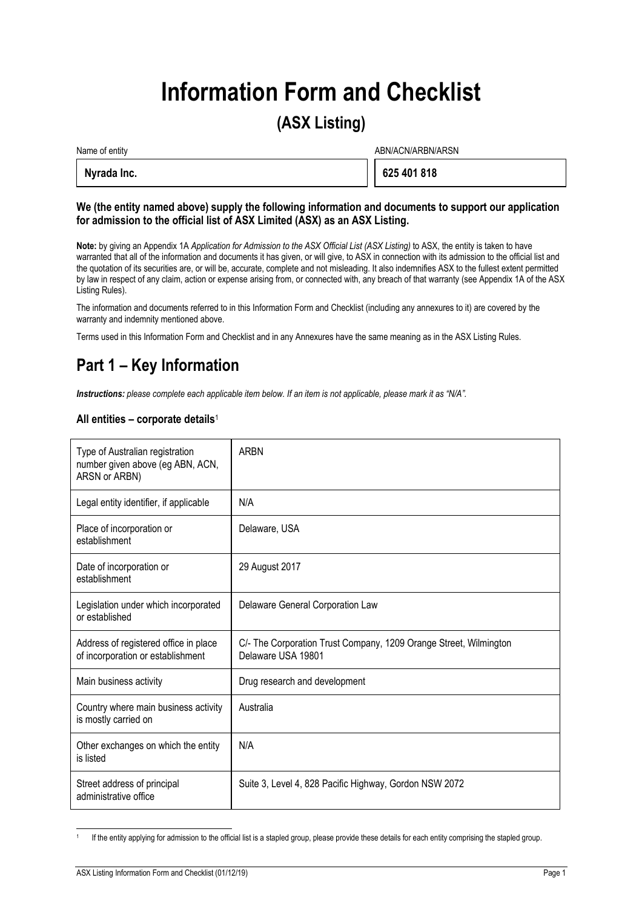# Information Form and Checklist

## (ASX Listing)

| Name of entity | ABN/ACN/ARBN/ARSN |
|---|---|
| **Nyrada Inc.** | **625 401 818** |

**We (the entity named above) supply the following information and documents to support our application for admission to the official list of ASX Limited (ASX) as an ASX Listing.**

**Note:** by giving an Appendix 1A *Application for Admission to the ASX Official List (ASX Listing)* to ASX, the entity is taken to have warranted that all of the information and documents it has given, or will give, to ASX in connection with its admission to the official list and the quotation of its securities are, or will be, accurate, complete and not misleading. It also indemnifies ASX to the fullest extent permitted by law in respect of any claim, action or expense arising from, or connected with, any breach of that warranty (see Appendix 1A of the ASX Listing Rules).

The information and documents referred to in this Information Form and Checklist (including any annexures to it) are covered by the warranty and indemnity mentioned above.

Terms used in this Information Form and Checklist and in any Annexures have the same meaning as in the ASX Listing Rules.

## Part 1 – Key Information

***Instructions:*** *please complete each applicable item below. If an item is not applicable, please mark it as "N/A".*

### All entities – corporate details[1]

| | |
|---|---|
| Type of Australian registration number given above (eg ABN, ACN, ARSN or ARBN) | ARBN |
| Legal entity identifier, if applicable | N/A |
| Place of incorporation or establishment | Delaware, USA |
| Date of incorporation or establishment | 29 August 2017 |
| Legislation under which incorporated or established | Delaware General Corporation Law |
| Address of registered office in place of incorporation or establishment | C/- The Corporation Trust Company, 1209 Orange Street, Wilmington Delaware USA 19801 |
| Main business activity | Drug research and development |
| Country where main business activity is mostly carried on | Australia |
| Other exchanges on which the entity is listed | N/A |
| Street address of principal administrative office | Suite 3, Level 4, 828 Pacific Highway, Gordon NSW 2072 |

[1] If the entity applying for admission to the official list is a stapled group, please provide these details for each entity comprising the stapled group.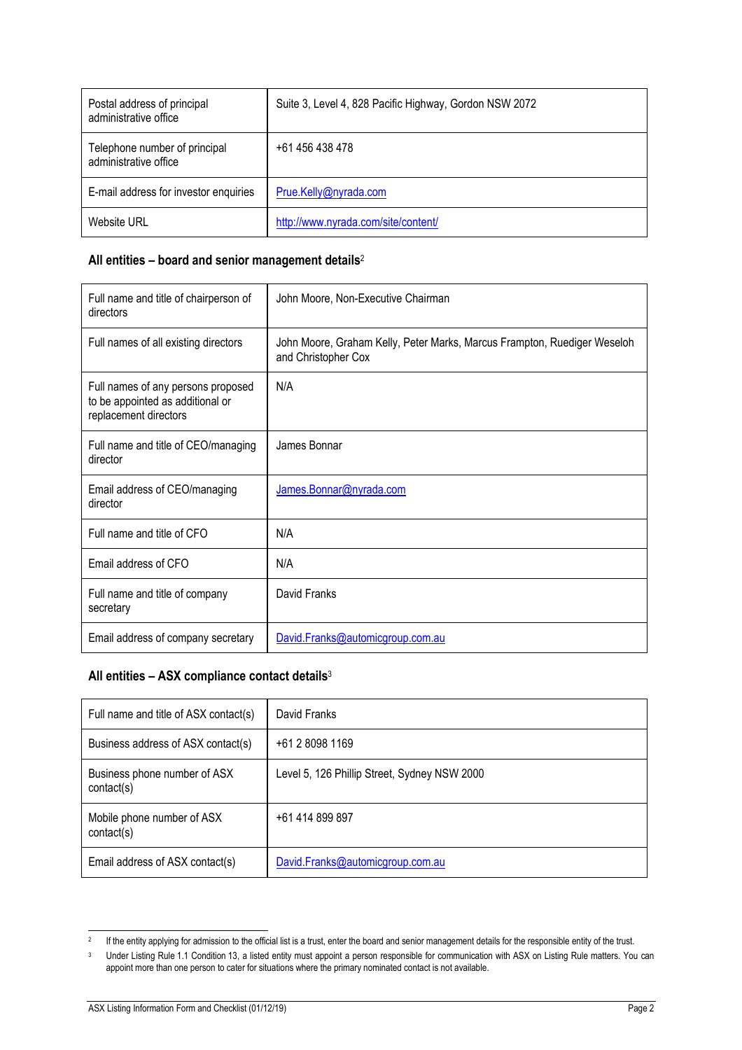| | |
|---|---|
| Postal address of principal administrative office | Suite 3, Level 4, 828 Pacific Highway, Gordon NSW 2072 |
| Telephone number of principal administrative office | +61 456 438 478 |
| E-mail address for investor enquiries | Prue.Kelly@nyrada.com |
| Website URL | http://www.nyrada.com/site/content/ |

### All entities – board and senior management details[2]

| | |
|---|---|
| Full name and title of chairperson of directors | John Moore, Non-Executive Chairman |
| Full names of all existing directors | John Moore, Graham Kelly, Peter Marks, Marcus Frampton, Ruediger Weseloh and Christopher Cox |
| Full names of any persons proposed to be appointed as additional or replacement directors | N/A |
| Full name and title of CEO/managing director | James Bonnar |
| Email address of CEO/managing director | James.Bonnar@nyrada.com |
| Full name and title of CFO | N/A |
| Email address of CFO | N/A |
| Full name and title of company secretary | David Franks |
| Email address of company secretary | David.Franks@automicgroup.com.au |

### All entities – ASX compliance contact details[3]

| | |
|---|---|
| Full name and title of ASX contact(s) | David Franks |
| Business address of ASX contact(s) | +61 2 8098 1169 |
| Business phone number of ASX contact(s) | Level 5, 126 Phillip Street, Sydney NSW 2000 |
| Mobile phone number of ASX contact(s) | +61 414 899 897 |
| Email address of ASX contact(s) | David.Franks@automicgroup.com.au |

[2] If the entity applying for admission to the official list is a trust, enter the board and senior management details for the responsible entity of the trust.

[3] Under Listing Rule 1.1 Condition 13, a listed entity must appoint a person responsible for communication with ASX on Listing Rule matters. You can appoint more than one person to cater for situations where the primary nominated contact is not available.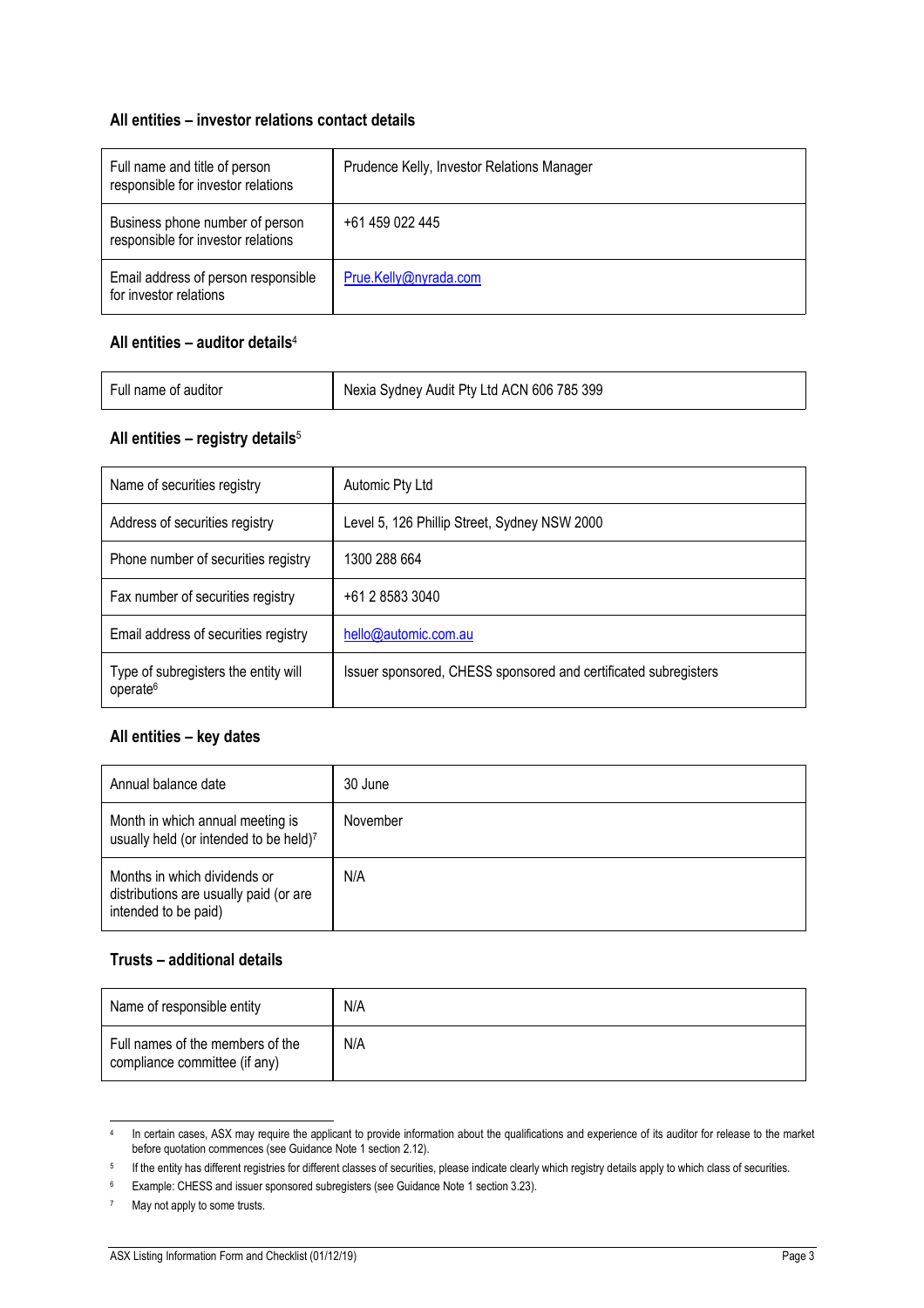### All entities – investor relations contact details

| | |
|---|---|
| Full name and title of person responsible for investor relations | Prudence Kelly, Investor Relations Manager |
| Business phone number of person responsible for investor relations | +61 459 022 445 |
| Email address of person responsible for investor relations | Prue.Kelly@nyrada.com |

### All entities – auditor details[4]

| | |
|---|---|
| Full name of auditor | Nexia Sydney Audit Pty Ltd ACN 606 785 399 |

### All entities – registry details[5]

| | |
|---|---|
| Name of securities registry | Automic Pty Ltd |
| Address of securities registry | Level 5, 126 Phillip Street, Sydney NSW 2000 |
| Phone number of securities registry | 1300 288 664 |
| Fax number of securities registry | +61 2 8583 3040 |
| Email address of securities registry | hello@automic.com.au |
| Type of subregisters the entity will operate[6] | Issuer sponsored, CHESS sponsored and certificated subregisters |

### All entities – key dates

| | |
|---|---|
| Annual balance date | 30 June |
| Month in which annual meeting is usually held (or intended to be held)[7] | November |
| Months in which dividends or distributions are usually paid (or are intended to be paid) | N/A |

### Trusts – additional details

| | |
|---|---|
| Name of responsible entity | N/A |
| Full names of the members of the compliance committee (if any) | N/A |

---

[4] In certain cases, ASX may require the applicant to provide information about the qualifications and experience of its auditor for release to the market before quotation commences (see Guidance Note 1 section 2.12).

[5] If the entity has different registries for different classes of securities, please indicate clearly which registry details apply to which class of securities.

[6] Example: CHESS and issuer sponsored subregisters (see Guidance Note 1 section 3.23).

[7] May not apply to some trusts.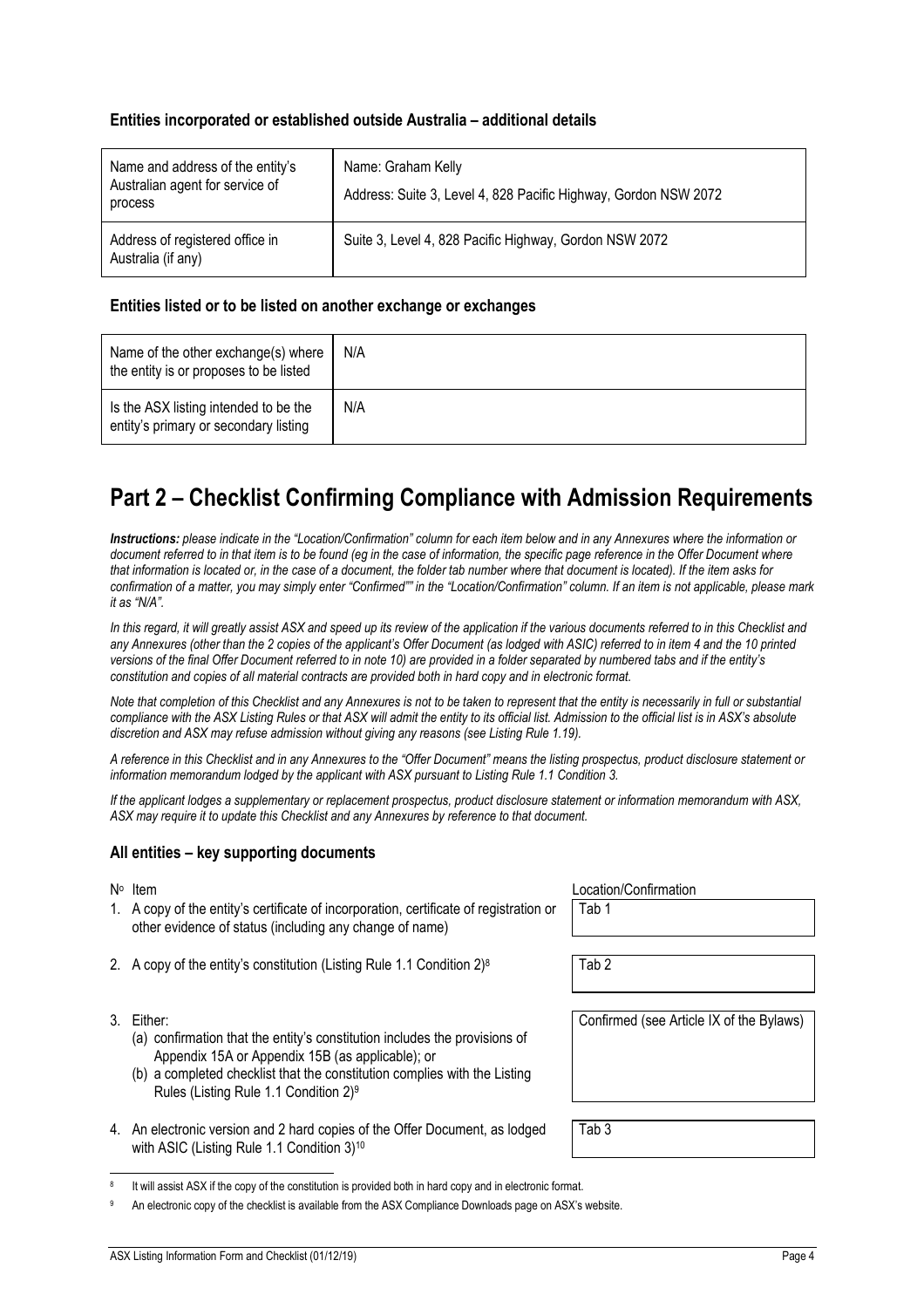### Entities incorporated or established outside Australia – additional details

| | |
|---|---|
| Name and address of the entity's Australian agent for service of process | Name: Graham Kelly<br>Address: Suite 3, Level 4, 828 Pacific Highway, Gordon NSW 2072 |
| Address of registered office in Australia (if any) | Suite 3, Level 4, 828 Pacific Highway, Gordon NSW 2072 |

### Entities listed or to be listed on another exchange or exchanges

| | |
|---|---|
| Name of the other exchange(s) where the entity is or proposes to be listed | N/A |
| Is the ASX listing intended to be the entity's primary or secondary listing | N/A |

# Part 2 – Checklist Confirming Compliance with Admission Requirements

***Instructions:*** *please indicate in the "Location/Confirmation" column for each item below and in any Annexures where the information or document referred to in that item is to be found (eg in the case of information, the specific page reference in the Offer Document where that information is located or, in the case of a document, the folder tab number where that document is located). If the item asks for confirmation of a matter, you may simply enter "Confirmed"" in the "Location/Confirmation" column. If an item is not applicable, please mark it as "N/A".*

*In this regard, it will greatly assist ASX and speed up its review of the application if the various documents referred to in this Checklist and any Annexures (other than the 2 copies of the applicant's Offer Document (as lodged with ASIC) referred to in item 4 and the 10 printed versions of the final Offer Document referred to in note 10) are provided in a folder separated by numbered tabs and if the entity's constitution and copies of all material contracts are provided both in hard copy and in electronic format.*

*Note that completion of this Checklist and any Annexures is not to be taken to represent that the entity is necessarily in full or substantial compliance with the ASX Listing Rules or that ASX will admit the entity to its official list. Admission to the official list is in ASX's absolute discretion and ASX may refuse admission without giving any reasons (see Listing Rule 1.19).*

*A reference in this Checklist and in any Annexures to the "Offer Document" means the listing prospectus, product disclosure statement or information memorandum lodged by the applicant with ASX pursuant to Listing Rule 1.1 Condition 3.*

*If the applicant lodges a supplementary or replacement prospectus, product disclosure statement or information memorandum with ASX, ASX may require it to update this Checklist and any Annexures by reference to that document.*

### All entities – key supporting documents

| Nº | Item | Location/Confirmation |
|---|---|---|
| 1. | A copy of the entity's certificate of incorporation, certificate of registration or other evidence of status (including any change of name) | Tab 1 |
| 2. | A copy of the entity's constitution (Listing Rule 1.1 Condition 2)[8] | Tab 2 |
| 3. | Either:<br>(a) confirmation that the entity's constitution includes the provisions of Appendix 15A or Appendix 15B (as applicable); or<br>(b) a completed checklist that the constitution complies with the Listing Rules (Listing Rule 1.1 Condition 2)[9] | Confirmed (see Article IX of the Bylaws) |
| 4. | An electronic version and 2 hard copies of the Offer Document, as lodged with ASIC (Listing Rule 1.1 Condition 3)[10] | Tab 3 |

[8] It will assist ASX if the copy of the constitution is provided both in hard copy and in electronic format.

[9] An electronic copy of the checklist is available from the ASX Compliance Downloads page on ASX's website.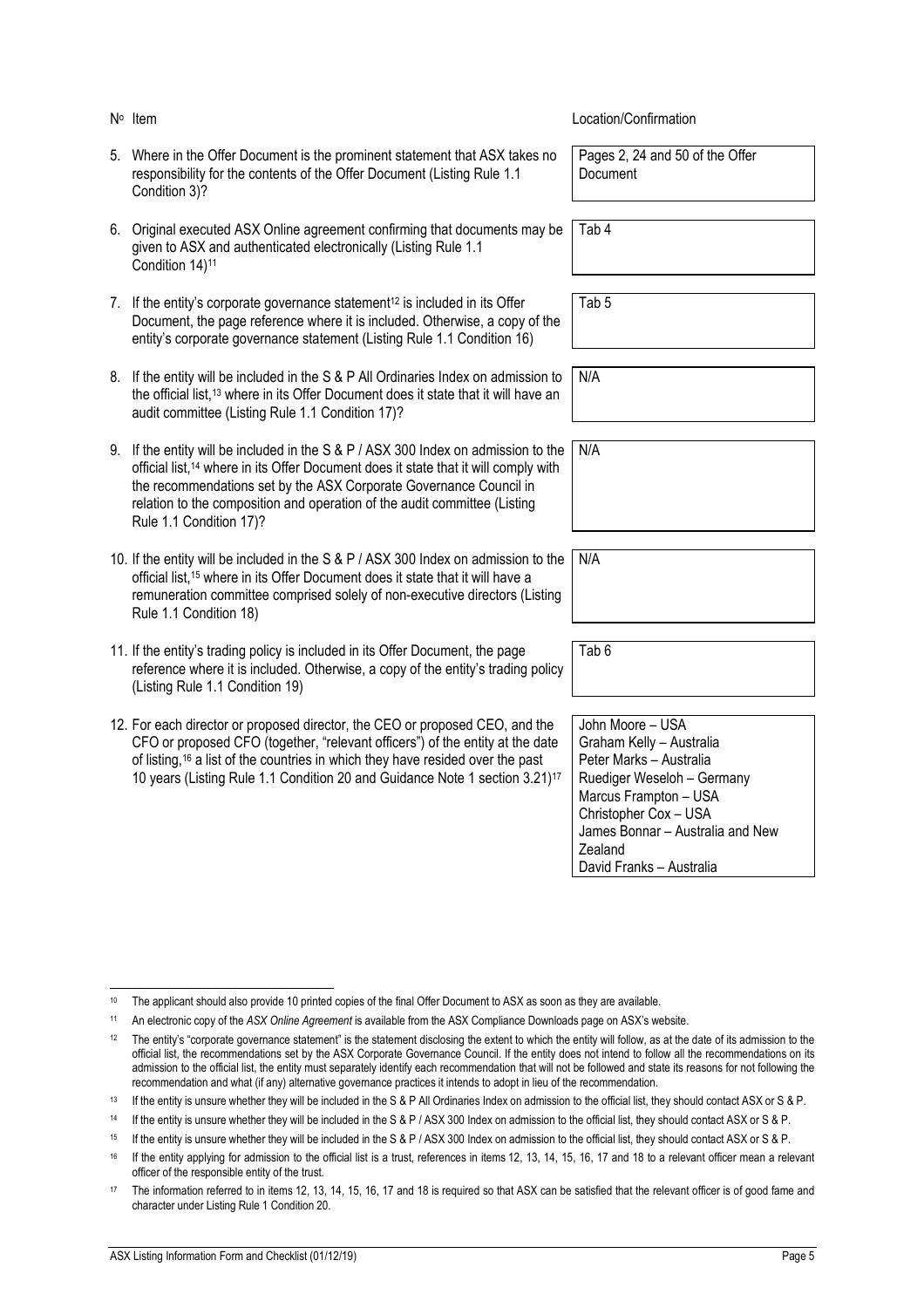| Nº Item | Location/Confirmation |
|---|---|
| 5. Where in the Offer Document is the prominent statement that ASX takes no responsibility for the contents of the Offer Document (Listing Rule 1.1 Condition 3)? | Pages 2, 24 and 50 of the Offer Document |
| 6. Original executed ASX Online agreement confirming that documents may be given to ASX and authenticated electronically (Listing Rule 1.1 Condition 14)[11] | Tab 4 |
| 7. If the entity's corporate governance statement[12] is included in its Offer Document, the page reference where it is included. Otherwise, a copy of the entity's corporate governance statement (Listing Rule 1.1 Condition 16) | Tab 5 |
| 8. If the entity will be included in the S & P All Ordinaries Index on admission to the official list,[13] where in its Offer Document does it state that it will have an audit committee (Listing Rule 1.1 Condition 17)? | N/A |
| 9. If the entity will be included in the S & P / ASX 300 Index on admission to the official list,[14] where in its Offer Document does it state that it will comply with the recommendations set by the ASX Corporate Governance Council in relation to the composition and operation of the audit committee (Listing Rule 1.1 Condition 17)? | N/A |
| 10. If the entity will be included in the S & P / ASX 300 Index on admission to the official list,[15] where in its Offer Document does it state that it will have a remuneration committee comprised solely of non-executive directors (Listing Rule 1.1 Condition 18) | N/A |
| 11. If the entity's trading policy is included in its Offer Document, the page reference where it is included. Otherwise, a copy of the entity's trading policy (Listing Rule 1.1 Condition 19) | Tab 6 |
| 12. For each director or proposed director, the CEO or proposed CEO, and the CFO or proposed CFO (together, "relevant officers") of the entity at the date of listing,[16] a list of the countries in which they have resided over the past 10 years (Listing Rule 1.1 Condition 20 and Guidance Note 1 section 3.21)[17] | John Moore – USA<br>Graham Kelly – Australia<br>Peter Marks – Australia<br>Ruediger Weseloh – Germany<br>Marcus Frampton – USA<br>Christopher Cox – USA<br>James Bonnar – Australia and New Zealand<br>David Franks – Australia |

[10] The applicant should also provide 10 printed copies of the final Offer Document to ASX as soon as they are available.

[11] An electronic copy of the *ASX Online Agreement* is available from the ASX Compliance Downloads page on ASX's website.

[12] The entity's "corporate governance statement" is the statement disclosing the extent to which the entity will follow, as at the date of its admission to the official list, the recommendations set by the ASX Corporate Governance Council. If the entity does not intend to follow all the recommendations on its admission to the official list, the entity must separately identify each recommendation that will not be followed and state its reasons for not following the recommendation and what (if any) alternative governance practices it intends to adopt in lieu of the recommendation.

[13] If the entity is unsure whether they will be included in the S & P All Ordinaries Index on admission to the official list, they should contact ASX or S & P.

[14] If the entity is unsure whether they will be included in the S & P / ASX 300 Index on admission to the official list, they should contact ASX or S & P.

[15] If the entity is unsure whether they will be included in the S & P / ASX 300 Index on admission to the official list, they should contact ASX or S & P.

[16] If the entity applying for admission to the official list is a trust, references in items 12, 13, 14, 15, 16, 17 and 18 to a relevant officer mean a relevant officer of the responsible entity of the trust.

[17] The information referred to in items 12, 13, 14, 15, 16, 17 and 18 is required so that ASX can be satisfied that the relevant officer is of good fame and character under Listing Rule 1 Condition 20.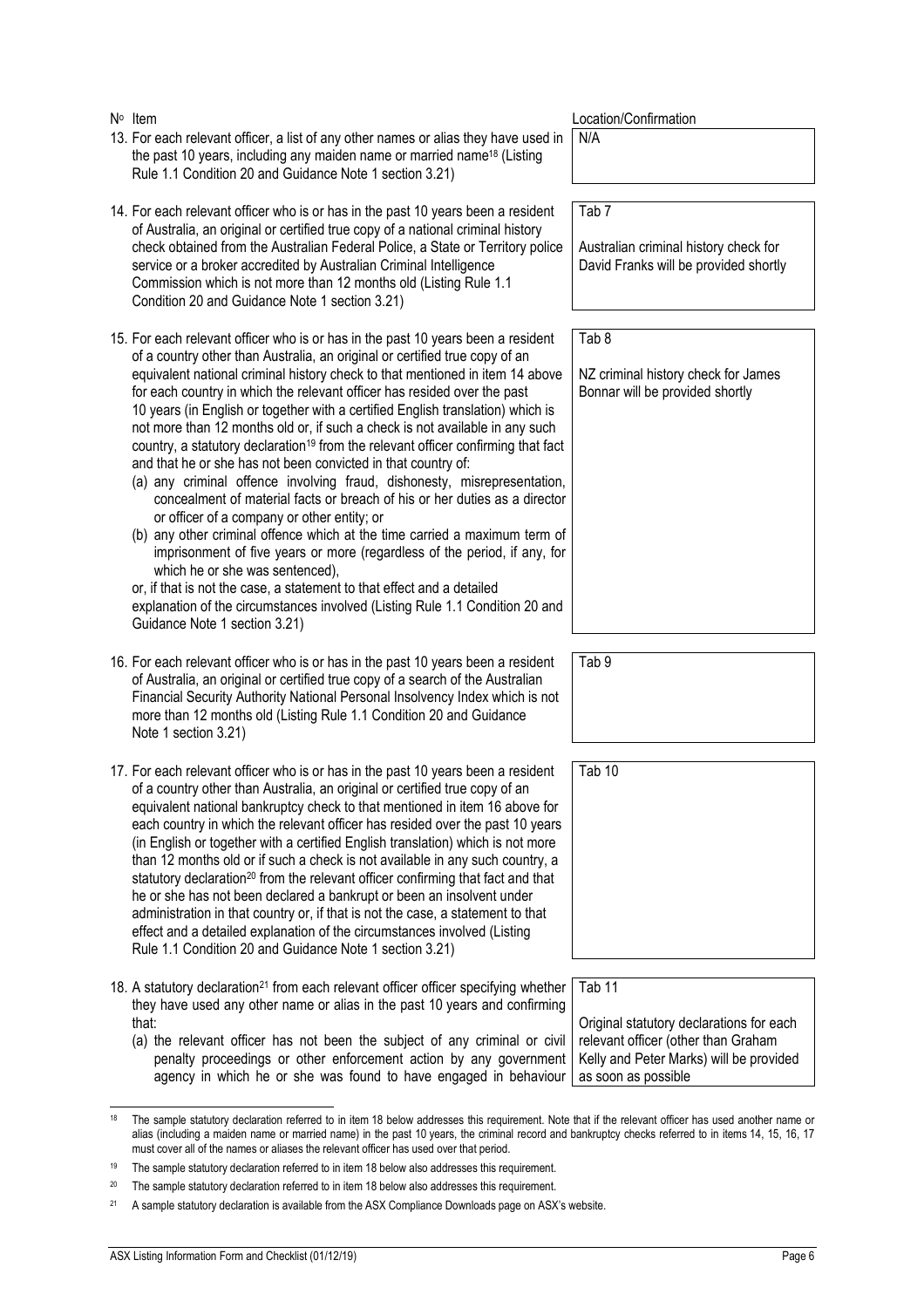| Nº Item | Location/Confirmation |
| --- | --- |
| 13. For each relevant officer, a list of any other names or alias they have used in the past 10 years, including any maiden name or married name[18] (Listing Rule 1.1 Condition 20 and Guidance Note 1 section 3.21) | N/A |
| 14. For each relevant officer who is or has in the past 10 years been a resident of Australia, an original or certified true copy of a national criminal history check obtained from the Australian Federal Police, a State or Territory police service or a broker accredited by Australian Criminal Intelligence Commission which is not more than 12 months old (Listing Rule 1.1 Condition 20 and Guidance Note 1 section 3.21) | Tab 7<br><br>Australian criminal history check for David Franks will be provided shortly |
| 15. For each relevant officer who is or has in the past 10 years been a resident of a country other than Australia, an original or certified true copy of an equivalent national criminal history check to that mentioned in item 14 above for each country in which the relevant officer has resided over the past 10 years (in English or together with a certified English translation) which is not more than 12 months old or, if such a check is not available in any such country, a statutory declaration[19] from the relevant officer confirming that fact and that he or she has not been convicted in that country of:<br>(a) any criminal offence involving fraud, dishonesty, misrepresentation, concealment of material facts or breach of his or her duties as a director or officer of a company or other entity; or<br>(b) any other criminal offence which at the time carried a maximum term of imprisonment of five years or more (regardless of the period, if any, for which he or she was sentenced),<br>or, if that is not the case, a statement to that effect and a detailed explanation of the circumstances involved (Listing Rule 1.1 Condition 20 and Guidance Note 1 section 3.21) | Tab 8<br><br>NZ criminal history check for James Bonnar will be provided shortly |
| 16. For each relevant officer who is or has in the past 10 years been a resident of Australia, an original or certified true copy of a search of the Australian Financial Security Authority National Personal Insolvency Index which is not more than 12 months old (Listing Rule 1.1 Condition 20 and Guidance Note 1 section 3.21) | Tab 9 |
| 17. For each relevant officer who is or has in the past 10 years been a resident of a country other than Australia, an original or certified true copy of an equivalent national bankruptcy check to that mentioned in item 16 above for each country in which the relevant officer has resided over the past 10 years (in English or together with a certified English translation) which is not more than 12 months old or if such a check is not available in any such country, a statutory declaration[20] from the relevant officer confirming that fact and that he or she has not been declared a bankrupt or been an insolvent under administration in that country or, if that is not the case, a statement to that effect and a detailed explanation of the circumstances involved (Listing Rule 1.1 Condition 20 and Guidance Note 1 section 3.21) | Tab 10 |
| 18. A statutory declaration[21] from each relevant officer officer specifying whether they have used any other name or alias in the past 10 years and confirming that:<br>(a) the relevant officer has not been the subject of any criminal or civil penalty proceedings or other enforcement action by any government agency in which he or she was found to have engaged in behaviour | Tab 11<br><br>Original statutory declarations for each relevant officer (other than Graham Kelly and Peter Marks) will be provided as soon as possible |

[18] The sample statutory declaration referred to in item 18 below addresses this requirement. Note that if the relevant officer has used another name or alias (including a maiden name or married name) in the past 10 years, the criminal record and bankruptcy checks referred to in items 14, 15, 16, 17 must cover all of the names or aliases the relevant officer has used over that period.

[19] The sample statutory declaration referred to in item 18 below also addresses this requirement.

[20] The sample statutory declaration referred to in item 18 below also addresses this requirement.

[21] A sample statutory declaration is available from the ASX Compliance Downloads page on ASX's website.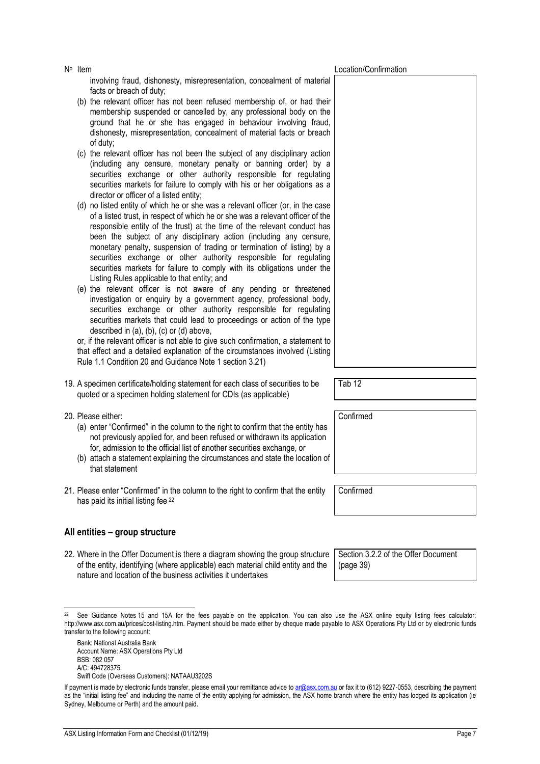| Nº Item | Location/Confirmation |
|---|---|
| involving fraud, dishonesty, misrepresentation, concealment of material facts or breach of duty;<br>(b) the relevant officer has not been refused membership of, or had their membership suspended or cancelled by, any professional body on the ground that he or she has engaged in behaviour involving fraud, dishonesty, misrepresentation, concealment of material facts or breach of duty;<br>(c) the relevant officer has not been the subject of any disciplinary action (including any censure, monetary penalty or banning order) by a securities exchange or other authority responsible for regulating securities markets for failure to comply with his or her obligations as a director or officer of a listed entity;<br>(d) no listed entity of which he or she was a relevant officer (or, in the case of a listed trust, in respect of which he or she was a relevant officer of the responsible entity of the trust) at the time of the relevant conduct has been the subject of any disciplinary action (including any censure, monetary penalty, suspension of trading or termination of listing) by a securities exchange or other authority responsible for regulating securities markets for failure to comply with its obligations under the Listing Rules applicable to that entity; and<br>(e) the relevant officer is not aware of any pending or threatened investigation or enquiry by a government agency, professional body, securities exchange or other authority responsible for regulating securities markets that could lead to proceedings or action of the type described in (a), (b), (c) or (d) above,<br>or, if the relevant officer is not able to give such confirmation, a statement to that effect and a detailed explanation of the circumstances involved (Listing Rule 1.1 Condition 20 and Guidance Note 1 section 3.21) | |
| 19. A specimen certificate/holding statement for each class of securities to be quoted or a specimen holding statement for CDIs (as applicable) | Tab 12 |
| 20. Please either:<br>(a) enter "Confirmed" in the column to the right to confirm that the entity has not previously applied for, and been refused or withdrawn its application for, admission to the official list of another securities exchange, or<br>(b) attach a statement explaining the circumstances and state the location of that statement | Confirmed |
| 21. Please enter "Confirmed" in the column to the right to confirm that the entity has paid its initial listing fee [22] | Confirmed |

## All entities – group structure

| Nº Item | Location/Confirmation |
|---|---|
| 22. Where in the Offer Document is there a diagram showing the group structure of the entity, identifying (where applicable) each material child entity and the nature and location of the business activities it undertakes | Section 3.2.2 of the Offer Document (page 39) |

[22] See Guidance Notes 15 and 15A for the fees payable on the application. You can also use the ASX online equity listing fees calculator: http://www.asx.com.au/prices/cost-listing.htm. Payment should be made either by cheque made payable to ASX Operations Pty Ltd or by electronic funds transfer to the following account:

Bank: National Australia Bank
Account Name: ASX Operations Pty Ltd
BSB: 082 057
A/C: 494728375
Swift Code (Overseas Customers): NATAAU3202S

If payment is made by electronic funds transfer, please email your remittance advice to ar@asx.com.au or fax it to (612) 9227-0553, describing the payment as the "initial listing fee" and including the name of the entity applying for admission, the ASX home branch where the entity has lodged its application (ie Sydney, Melbourne or Perth) and the amount paid.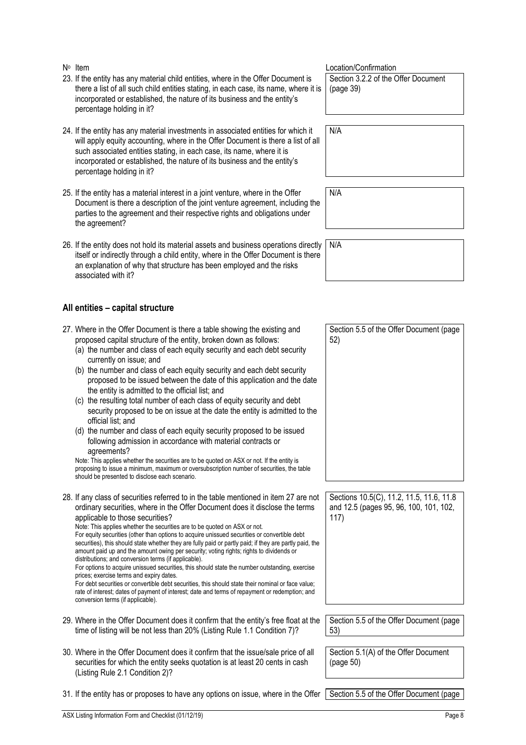| Nº Item | Location/Confirmation |
|---|---|
| 23. If the entity has any material child entities, where in the Offer Document is there a list of all such child entities stating, in each case, its name, where it is incorporated or established, the nature of its business and the entity's percentage holding in it? | Section 3.2.2 of the Offer Document (page 39) |
| 24. If the entity has any material investments in associated entities for which it will apply equity accounting, where in the Offer Document is there a list of all such associated entities stating, in each case, its name, where it is incorporated or established, the nature of its business and the entity's percentage holding in it? | N/A |
| 25. If the entity has a material interest in a joint venture, where in the Offer Document is there a description of the joint venture agreement, including the parties to the agreement and their respective rights and obligations under the agreement? | N/A |
| 26. If the entity does not hold its material assets and business operations directly itself or indirectly through a child entity, where in the Offer Document is there an explanation of why that structure has been employed and the risks associated with it? | N/A |

## All entities – capital structure

| Nº Item | Location/Confirmation |
|---|---|
| 27. Where in the Offer Document is there a table showing the existing and proposed capital structure of the entity, broken down as follows:<br>(a) the number and class of each equity security and each debt security currently on issue; and<br>(b) the number and class of each equity security and each debt security proposed to be issued between the date of this application and the date the entity is admitted to the official list; and<br>(c) the resulting total number of each class of equity security and debt security proposed to be on issue at the date the entity is admitted to the official list; and<br>(d) the number and class of each equity security proposed to be issued following admission in accordance with material contracts or agreements?<br>Note: This applies whether the securities are to be quoted on ASX or not. If the entity is proposing to issue a minimum, maximum or oversubscription number of securities, the table should be presented to disclose each scenario. | Section 5.5 of the Offer Document (page 52) |
| 28. If any class of securities referred to in the table mentioned in item 27 are not ordinary securities, where in the Offer Document does it disclose the terms applicable to those securities?<br>Note: This applies whether the securities are to be quoted on ASX or not.<br>For equity securities (other than options to acquire unissued securities or convertible debt securities), this should state whether they are fully paid or partly paid; if they are partly paid, the amount paid up and the amount owing per security; voting rights; rights to dividends or distributions; and conversion terms (if applicable).<br>For options to acquire unissued securities, this should state the number outstanding, exercise prices; exercise terms and expiry dates.<br>For debt securities or convertible debt securities, this should state their nominal or face value; rate of interest; dates of payment of interest; date and terms of repayment or redemption; and conversion terms (if applicable). | Sections 10.5(C), 11.2, 11.5, 11.6, 11.8 and 12.5 (pages 95, 96, 100, 101, 102, 117) |
| 29. Where in the Offer Document does it confirm that the entity's free float at the time of listing will be not less than 20% (Listing Rule 1.1 Condition 7)? | Section 5.5 of the Offer Document (page 53) |
| 30. Where in the Offer Document does it confirm that the issue/sale price of all securities for which the entity seeks quotation is at least 20 cents in cash (Listing Rule 2.1 Condition 2)? | Section 5.1(A) of the Offer Document (page 50) |
| 31. If the entity has or proposes to have any options on issue, where in the Offer | Section 5.5 of the Offer Document (page |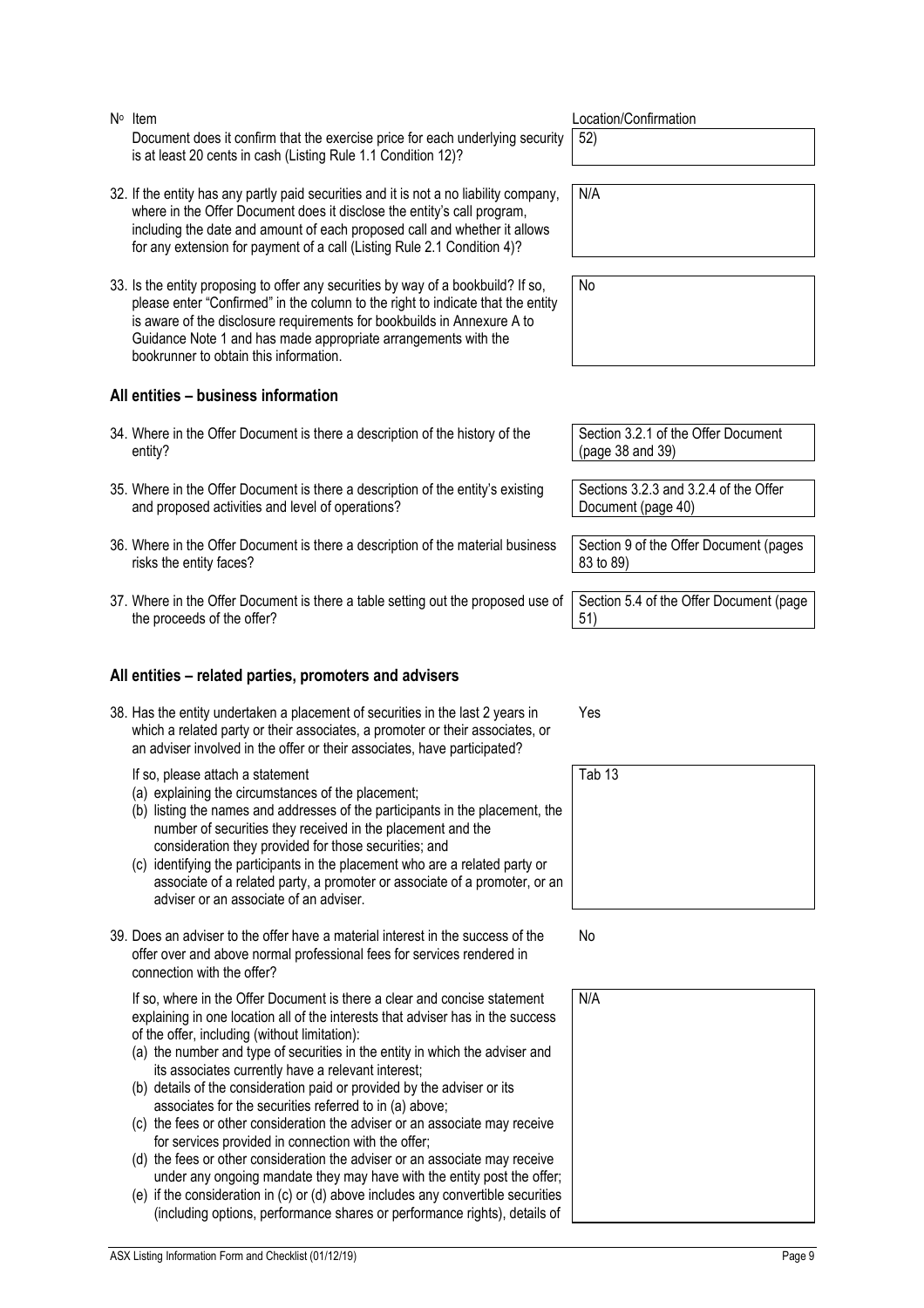| Nº Item | Location/Confirmation |
|---|---|
| Document does it confirm that the exercise price for each underlying security is at least 20 cents in cash (Listing Rule 1.1 Condition 12)? | 52) |
| 32. If the entity has any partly paid securities and it is not a no liability company, where in the Offer Document does it disclose the entity's call program, including the date and amount of each proposed call and whether it allows for any extension for payment of a call (Listing Rule 2.1 Condition 4)? | N/A |
| 33. Is the entity proposing to offer any securities by way of a bookbuild? If so, please enter "Confirmed" in the column to the right to indicate that the entity is aware of the disclosure requirements for bookbuilds in Annexure A to Guidance Note 1 and has made appropriate arrangements with the bookrunner to obtain this information. | No |

## All entities – business information

| Item | Location/Confirmation |
|---|---|
| 34. Where in the Offer Document is there a description of the history of the entity? | Section 3.2.1 of the Offer Document (page 38 and 39) |
| 35. Where in the Offer Document is there a description of the entity's existing and proposed activities and level of operations? | Sections 3.2.3 and 3.2.4 of the Offer Document (page 40) |
| 36. Where in the Offer Document is there a description of the material business risks the entity faces? | Section 9 of the Offer Document (pages 83 to 89) |
| 37. Where in the Offer Document is there a table setting out the proposed use of the proceeds of the offer? | Section 5.4 of the Offer Document (page 51) |

## All entities – related parties, promoters and advisers

| Item | Location/Confirmation |
|---|---|
| 38. Has the entity undertaken a placement of securities in the last 2 years in which a related party or their associates, a promoter or their associates, or an adviser involved in the offer or their associates, have participated? | Yes |
| If so, please attach a statement<br>(a) explaining the circumstances of the placement;<br>(b) listing the names and addresses of the participants in the placement, the number of securities they received in the placement and the consideration they provided for those securities; and<br>(c) identifying the participants in the placement who are a related party or associate of a related party, a promoter or associate of a promoter, or an adviser or an associate of an adviser. | Tab 13 |
| 39. Does an adviser to the offer have a material interest in the success of the offer over and above normal professional fees for services rendered in connection with the offer? | No |
| If so, where in the Offer Document is there a clear and concise statement explaining in one location all of the interests that adviser has in the success of the offer, including (without limitation):<br>(a) the number and type of securities in the entity in which the adviser and its associates currently have a relevant interest;<br>(b) details of the consideration paid or provided by the adviser or its associates for the securities referred to in (a) above;<br>(c) the fees or other consideration the adviser or an associate may receive for services provided in connection with the offer;<br>(d) the fees or other consideration the adviser or an associate may receive under any ongoing mandate they may have with the entity post the offer;<br>(e) if the consideration in (c) or (d) above includes any convertible securities (including options, performance shares or performance rights), details of | N/A |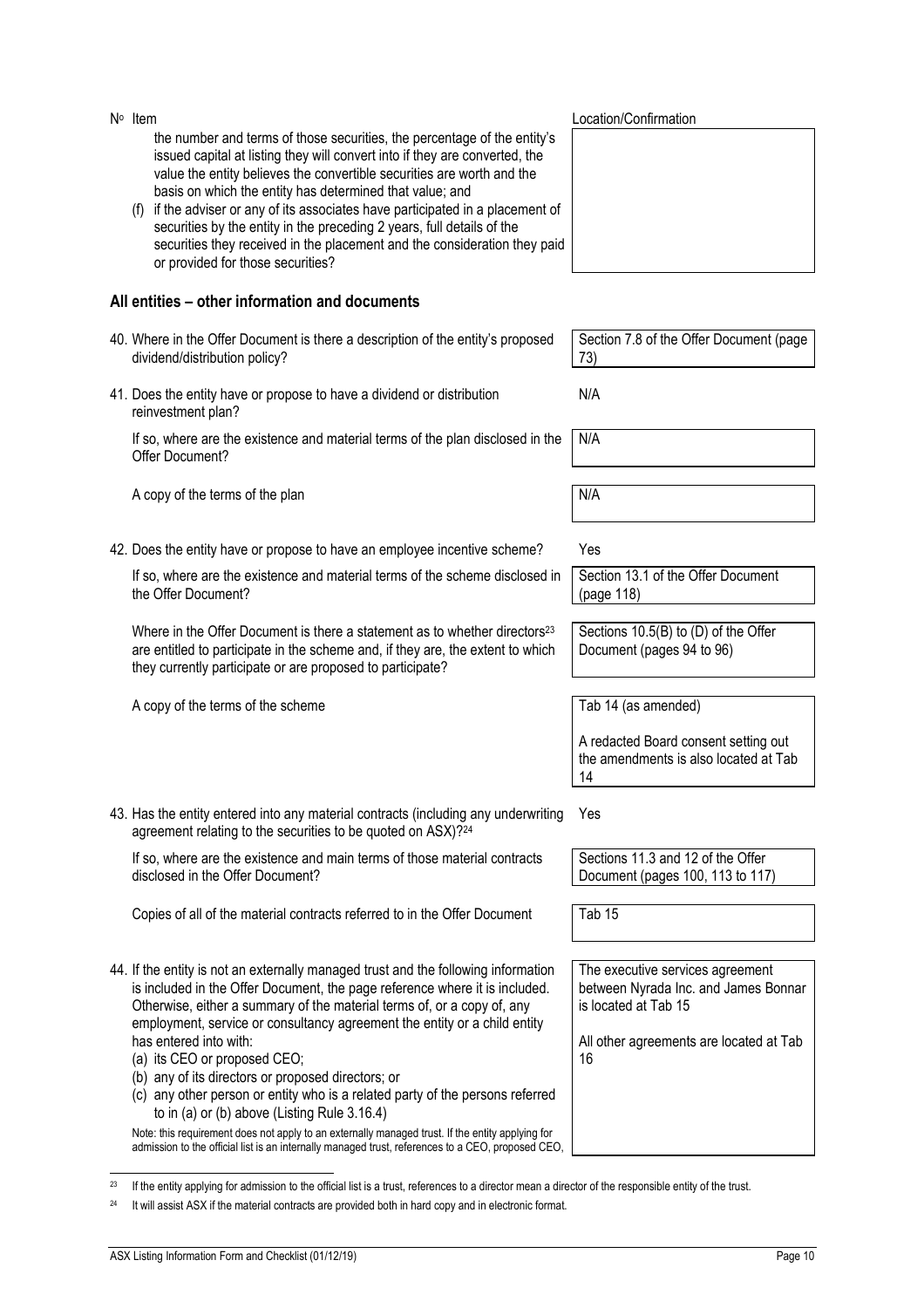| Nº Item | Location/Confirmation |
|---|---|
| the number and terms of those securities, the percentage of the entity's issued capital at listing they will convert into if they are converted, the value the entity believes the convertible securities are worth and the basis on which the entity has determined that value; and<br>(f) if the adviser or any of its associates have participated in a placement of securities by the entity in the preceding 2 years, full details of the securities they received in the placement and the consideration they paid or provided for those securities? | |

## All entities – other information and documents

| Nº Item | Location/Confirmation |
|---|---|
| 40. Where in the Offer Document is there a description of the entity's proposed dividend/distribution policy? | Section 7.8 of the Offer Document (page 73) |
| 41. Does the entity have or propose to have a dividend or distribution reinvestment plan? | N/A |
| If so, where are the existence and material terms of the plan disclosed in the Offer Document? | N/A |
| A copy of the terms of the plan | N/A |
| 42. Does the entity have or propose to have an employee incentive scheme? | Yes |
| If so, where are the existence and material terms of the scheme disclosed in the Offer Document? | Section 13.1 of the Offer Document (page 118) |
| Where in the Offer Document is there a statement as to whether directors[23] are entitled to participate in the scheme and, if they are, the extent to which they currently participate or are proposed to participate? | Sections 10.5(B) to (D) of the Offer Document (pages 94 to 96) |
| A copy of the terms of the scheme | Tab 14 (as amended)<br><br>A redacted Board consent setting out the amendments is also located at Tab 14 |
| 43. Has the entity entered into any material contracts (including any underwriting agreement relating to the securities to be quoted on ASX)?[24] | Yes |
| If so, where are the existence and main terms of those material contracts disclosed in the Offer Document? | Sections 11.3 and 12 of the Offer Document (pages 100, 113 to 117) |
| Copies of all of the material contracts referred to in the Offer Document | Tab 15 |
| 44. If the entity is not an externally managed trust and the following information is included in the Offer Document, the page reference where it is included. Otherwise, either a summary of the material terms of, or a copy of, any employment, service or consultancy agreement the entity or a child entity has entered into with:<br>(a) its CEO or proposed CEO;<br>(b) any of its directors or proposed directors; or<br>(c) any other person or entity who is a related party of the persons referred to in (a) or (b) above (Listing Rule 3.16.4)<br><br>Note: this requirement does not apply to an externally managed trust. If the entity applying for admission to the official list is an internally managed trust, references to a CEO, proposed CEO, | The executive services agreement between Nyrada Inc. and James Bonnar is located at Tab 15<br><br>All other agreements are located at Tab 16 |

[23] If the entity applying for admission to the official list is a trust, references to a director mean a director of the responsible entity of the trust.

[24] It will assist ASX if the material contracts are provided both in hard copy and in electronic format.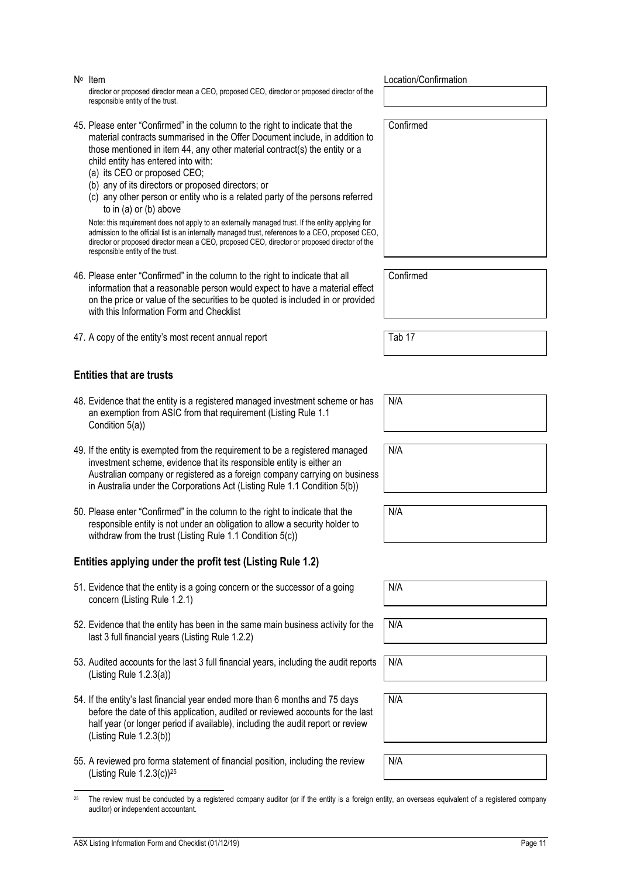| Nº Item | Location/Confirmation |
|---|---|
| director or proposed director mean a CEO, proposed CEO, director or proposed director of the responsible entity of the trust. | |
| 45. Please enter "Confirmed" in the column to the right to indicate that the material contracts summarised in the Offer Document include, in addition to those mentioned in item 44, any other material contract(s) the entity or a child entity has entered into with:<br>(a) its CEO or proposed CEO;<br>(b) any of its directors or proposed directors; or<br>(c) any other person or entity who is a related party of the persons referred to in (a) or (b) above<br><br>Note: this requirement does not apply to an externally managed trust. If the entity applying for admission to the official list is an internally managed trust, references to a CEO, proposed CEO, director or proposed director mean a CEO, proposed CEO, director or proposed director of the responsible entity of the trust. | Confirmed |
| 46. Please enter "Confirmed" in the column to the right to indicate that all information that a reasonable person would expect to have a material effect on the price or value of the securities to be quoted is included in or provided with this Information Form and Checklist | Confirmed |
| 47. A copy of the entity's most recent annual report | Tab 17 |

## Entities that are trusts

| Nº Item | Location/Confirmation |
|---|---|
| 48. Evidence that the entity is a registered managed investment scheme or has an exemption from ASIC from that requirement (Listing Rule 1.1 Condition 5(a)) | N/A |
| 49. If the entity is exempted from the requirement to be a registered managed investment scheme, evidence that its responsible entity is either an Australian company or registered as a foreign company carrying on business in Australia under the Corporations Act (Listing Rule 1.1 Condition 5(b)) | N/A |
| 50. Please enter "Confirmed" in the column to the right to indicate that the responsible entity is not under an obligation to allow a security holder to withdraw from the trust (Listing Rule 1.1 Condition 5(c)) | N/A |

## Entities applying under the profit test (Listing Rule 1.2)

| Nº Item | Location/Confirmation |
|---|---|
| 51. Evidence that the entity is a going concern or the successor of a going concern (Listing Rule 1.2.1) | N/A |
| 52. Evidence that the entity has been in the same main business activity for the last 3 full financial years (Listing Rule 1.2.2) | N/A |
| 53. Audited accounts for the last 3 full financial years, including the audit reports (Listing Rule 1.2.3(a)) | N/A |
| 54. If the entity's last financial year ended more than 6 months and 75 days before the date of this application, audited or reviewed accounts for the last half year (or longer period if available), including the audit report or review (Listing Rule 1.2.3(b)) | N/A |
| 55. A reviewed pro forma statement of financial position, including the review (Listing Rule 1.2.3(c))[25] | N/A |

[25] The review must be conducted by a registered company auditor (or if the entity is a foreign entity, an overseas equivalent of a registered company auditor) or independent accountant.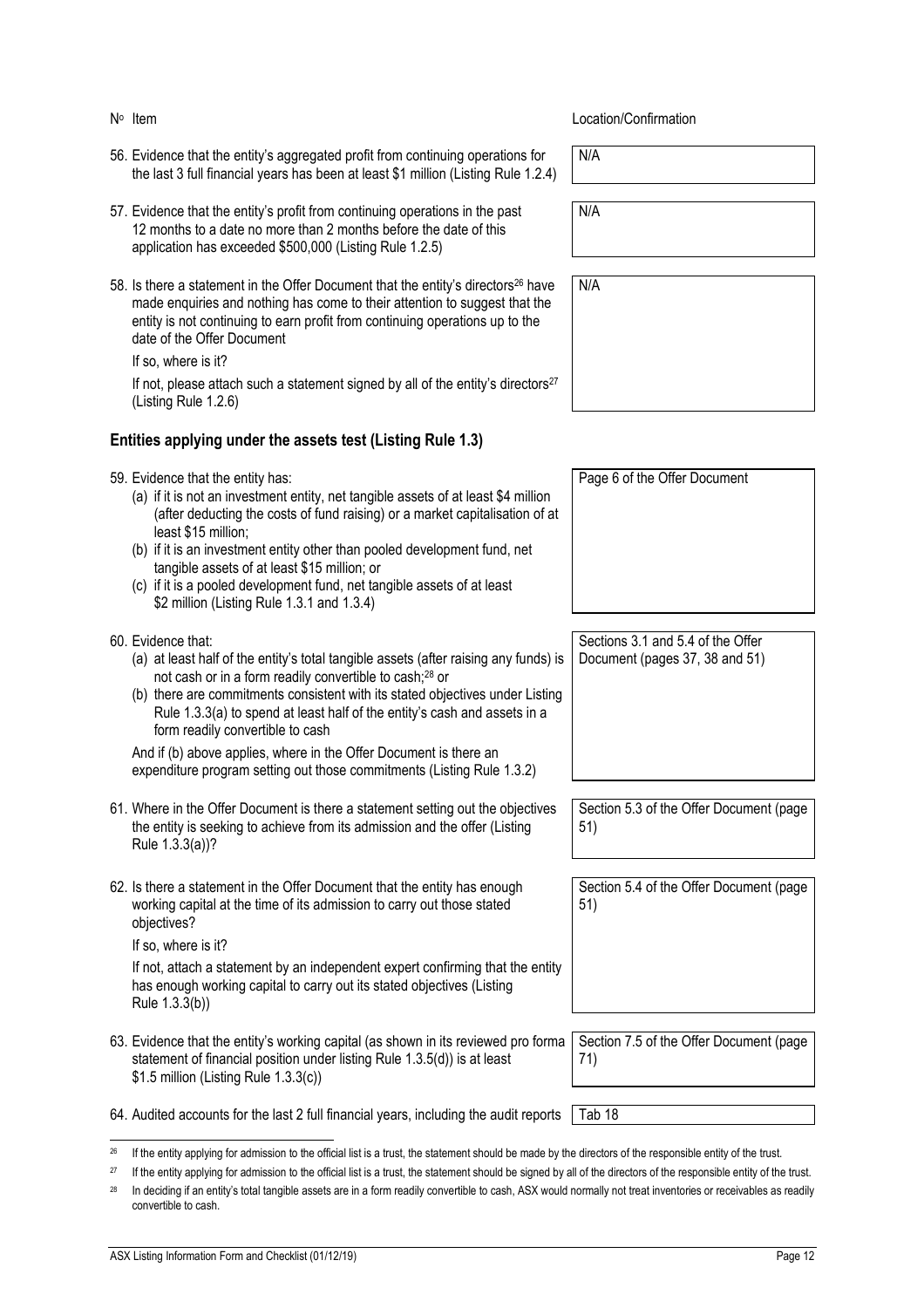| Nº Item | Location/Confirmation |
|---|---|
| 56. Evidence that the entity's aggregated profit from continuing operations for the last 3 full financial years has been at least $1 million (Listing Rule 1.2.4) | N/A |
| 57. Evidence that the entity's profit from continuing operations in the past 12 months to a date no more than 2 months before the date of this application has exceeded $500,000 (Listing Rule 1.2.5) | N/A |
| 58. Is there a statement in the Offer Document that the entity's directors[26] have made enquiries and nothing has come to their attention to suggest that the entity is not continuing to earn profit from continuing operations up to the date of the Offer Document<br><br>If so, where is it?<br><br>If not, please attach such a statement signed by all of the entity's directors[27] (Listing Rule 1.2.6) | N/A |

## Entities applying under the assets test (Listing Rule 1.3)

| Nº Item | Location/Confirmation |
|---|---|
| 59. Evidence that the entity has:<br>(a) if it is not an investment entity, net tangible assets of at least $4 million (after deducting the costs of fund raising) or a market capitalisation of at least $15 million;<br>(b) if it is an investment entity other than pooled development fund, net tangible assets of at least $15 million; or<br>(c) if it is a pooled development fund, net tangible assets of at least $2 million (Listing Rule 1.3.1 and 1.3.4) | Page 6 of the Offer Document |
| 60. Evidence that:<br>(a) at least half of the entity's total tangible assets (after raising any funds) is not cash or in a form readily convertible to cash;[28] or<br>(b) there are commitments consistent with its stated objectives under Listing Rule 1.3.3(a) to spend at least half of the entity's cash and assets in a form readily convertible to cash<br><br>And if (b) above applies, where in the Offer Document is there an expenditure program setting out those commitments (Listing Rule 1.3.2) | Sections 3.1 and 5.4 of the Offer Document (pages 37, 38 and 51) |
| 61. Where in the Offer Document is there a statement setting out the objectives the entity is seeking to achieve from its admission and the offer (Listing Rule 1.3.3(a))? | Section 5.3 of the Offer Document (page 51) |
| 62. Is there a statement in the Offer Document that the entity has enough working capital at the time of its admission to carry out those stated objectives?<br><br>If so, where is it?<br><br>If not, attach a statement by an independent expert confirming that the entity has enough working capital to carry out its stated objectives (Listing Rule 1.3.3(b)) | Section 5.4 of the Offer Document (page 51) |
| 63. Evidence that the entity's working capital (as shown in its reviewed pro forma statement of financial position under listing Rule 1.3.5(d)) is at least $1.5 million (Listing Rule 1.3.3(c)) | Section 7.5 of the Offer Document (page 71) |
| 64. Audited accounts for the last 2 full financial years, including the audit reports | Tab 18 |

[26] If the entity applying for admission to the official list is a trust, the statement should be made by the directors of the responsible entity of the trust.

[27] If the entity applying for admission to the official list is a trust, the statement should be signed by all of the directors of the responsible entity of the trust.

[28] In deciding if an entity's total tangible assets are in a form readily convertible to cash, ASX would normally not treat inventories or receivables as readily convertible to cash.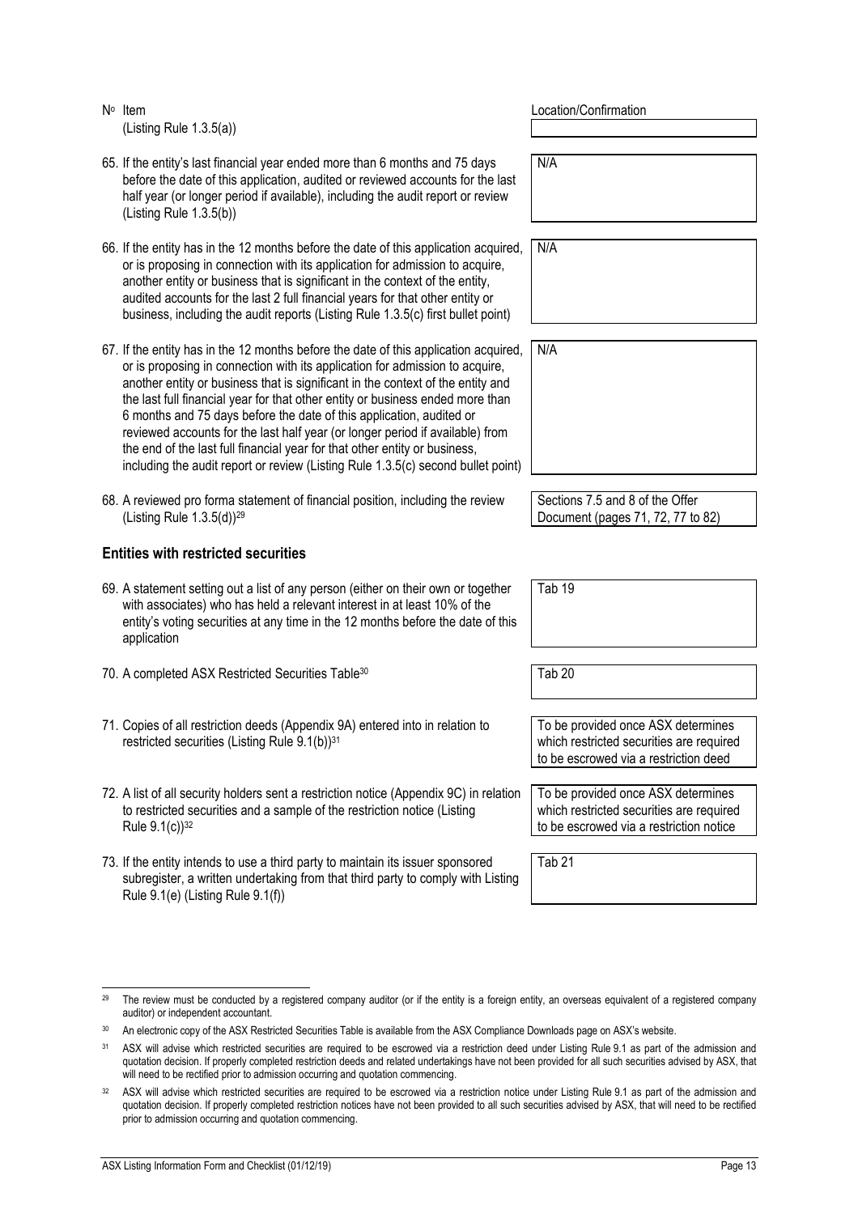| Nº Item | Location/Confirmation |
|---|---|
| (Listing Rule 1.3.5(a)) | |
| 65. If the entity's last financial year ended more than 6 months and 75 days before the date of this application, audited or reviewed accounts for the last half year (or longer period if available), including the audit report or review (Listing Rule 1.3.5(b)) | N/A |
| 66. If the entity has in the 12 months before the date of this application acquired, or is proposing in connection with its application for admission to acquire, another entity or business that is significant in the context of the entity, audited accounts for the last 2 full financial years for that other entity or business, including the audit reports (Listing Rule 1.3.5(c) first bullet point) | N/A |
| 67. If the entity has in the 12 months before the date of this application acquired, or is proposing in connection with its application for admission to acquire, another entity or business that is significant in the context of the entity and the last full financial year for that other entity or business ended more than 6 months and 75 days before the date of this application, audited or reviewed accounts for the last half year (or longer period if available) from the end of the last full financial year for that other entity or business, including the audit report or review (Listing Rule 1.3.5(c) second bullet point) | N/A |
| 68. A reviewed pro forma statement of financial position, including the review (Listing Rule 1.3.5(d))[29] | Sections 7.5 and 8 of the Offer Document (pages 71, 72, 77 to 82) |

**Entities with restricted securities**

| Nº Item | Location/Confirmation |
|---|---|
| 69. A statement setting out a list of any person (either on their own or together with associates) who has held a relevant interest in at least 10% of the entity's voting securities at any time in the 12 months before the date of this application | Tab 19 |
| 70. A completed ASX Restricted Securities Table[30] | Tab 20 |
| 71. Copies of all restriction deeds (Appendix 9A) entered into in relation to restricted securities (Listing Rule 9.1(b))[31] | To be provided once ASX determines which restricted securities are required to be escrowed via a restriction deed |
| 72. A list of all security holders sent a restriction notice (Appendix 9C) in relation to restricted securities and a sample of the restriction notice (Listing Rule 9.1(c))[32] | To be provided once ASX determines which restricted securities are required to be escrowed via a restriction notice |
| 73. If the entity intends to use a third party to maintain its issuer sponsored subregister, a written undertaking from that third party to comply with Listing Rule 9.1(e) (Listing Rule 9.1(f)) | Tab 21 |

[29] The review must be conducted by a registered company auditor (or if the entity is a foreign entity, an overseas equivalent of a registered company auditor) or independent accountant.

[30] An electronic copy of the ASX Restricted Securities Table is available from the ASX Compliance Downloads page on ASX's website.

[31] ASX will advise which restricted securities are required to be escrowed via a restriction deed under Listing Rule 9.1 as part of the admission and quotation decision. If properly completed restriction deeds and related undertakings have not been provided for all such securities advised by ASX, that will need to be rectified prior to admission occurring and quotation commencing.

[32] ASX will advise which restricted securities are required to be escrowed via a restriction notice under Listing Rule 9.1 as part of the admission and quotation decision. If properly completed restriction notices have not been provided to all such securities advised by ASX, that will need to be rectified prior to admission occurring and quotation commencing.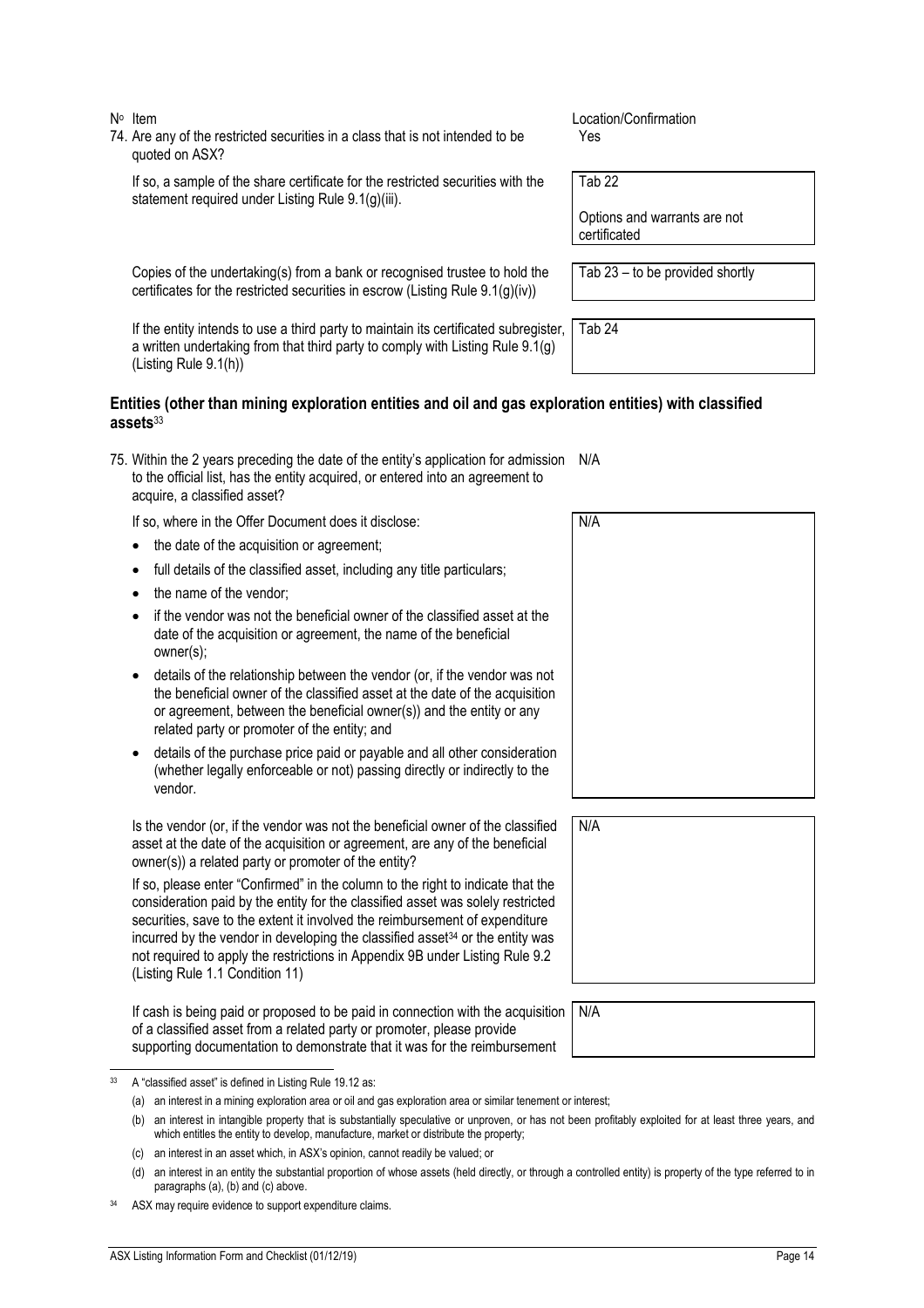| Nº Item | Location/Confirmation |
| --- | --- |
| 74. Are any of the restricted securities in a class that is not intended to be quoted on ASX? | Yes |
| If so, a sample of the share certificate for the restricted securities with the statement required under Listing Rule 9.1(g)(iii). | Tab 22<br><br>Options and warrants are not certificated |
| Copies of the undertaking(s) from a bank or recognised trustee to hold the certificates for the restricted securities in escrow (Listing Rule 9.1(g)(iv)) | Tab 23 – to be provided shortly |
| If the entity intends to use a third party to maintain its certificated subregister, a written undertaking from that third party to comply with Listing Rule 9.1(g) (Listing Rule 9.1(h)) | Tab 24 |

## Entities (other than mining exploration entities and oil and gas exploration entities) with classified assets[33]

| Nº Item | Location/Confirmation |
| --- | --- |
| 75. Within the 2 years preceding the date of the entity's application for admission to the official list, has the entity acquired, or entered into an agreement to acquire, a classified asset? | N/A |
| If so, where in the Offer Document does it disclose:<br>• the date of the acquisition or agreement;<br>• full details of the classified asset, including any title particulars;<br>• the name of the vendor;<br>• if the vendor was not the beneficial owner of the classified asset at the date of the acquisition or agreement, the name of the beneficial owner(s);<br>• details of the relationship between the vendor (or, if the vendor was not the beneficial owner of the classified asset at the date of the acquisition or agreement, between the beneficial owner(s)) and the entity or any related party or promoter of the entity; and<br>• details of the purchase price paid or payable and all other consideration (whether legally enforceable or not) passing directly or indirectly to the vendor. | N/A |
| Is the vendor (or, if the vendor was not the beneficial owner of the classified asset at the date of the acquisition or agreement, are any of the beneficial owner(s)) a related party or promoter of the entity?<br><br>If so, please enter "Confirmed" in the column to the right to indicate that the consideration paid by the entity for the classified asset was solely restricted securities, save to the extent it involved the reimbursement of expenditure incurred by the vendor in developing the classified asset[34] or the entity was not required to apply the restrictions in Appendix 9B under Listing Rule 9.2 (Listing Rule 1.1 Condition 11) | N/A |
| If cash is being paid or proposed to be paid in connection with the acquisition of a classified asset from a related party or promoter, please provide supporting documentation to demonstrate that it was for the reimbursement | N/A |

[33] A "classified asset" is defined in Listing Rule 19.12 as:

(a) an interest in a mining exploration area or oil and gas exploration area or similar tenement or interest;

(b) an interest in intangible property that is substantially speculative or unproven, or has not been profitably exploited for at least three years, and which entitles the entity to develop, manufacture, market or distribute the property;

(c) an interest in an asset which, in ASX's opinion, cannot readily be valued; or

(d) an interest in an entity the substantial proportion of whose assets (held directly, or through a controlled entity) is property of the type referred to in paragraphs (a), (b) and (c) above.

[34] ASX may require evidence to support expenditure claims.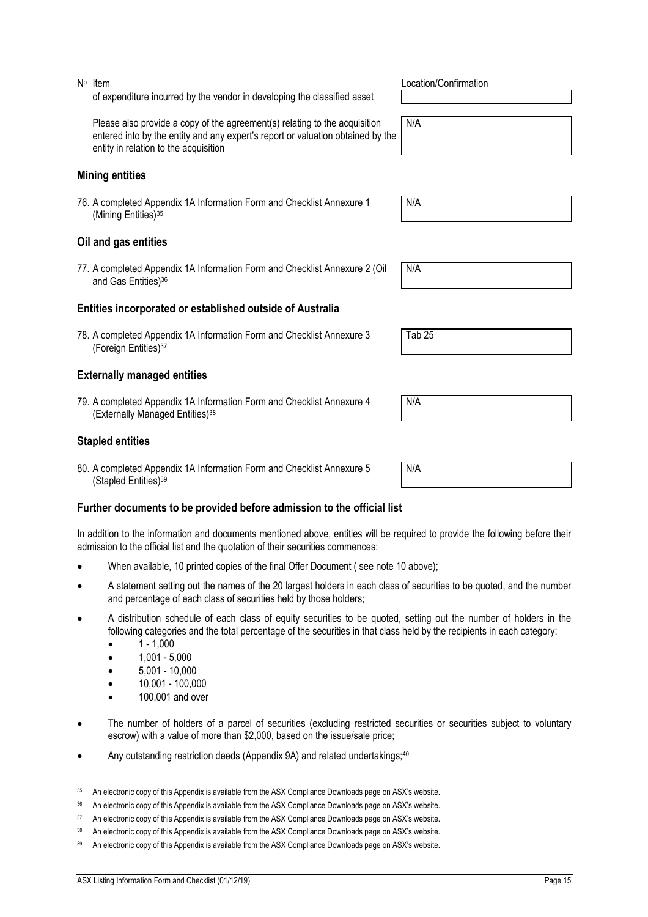| Nº Item | Location/Confirmation |
|---|---|
| of expenditure incurred by the vendor in developing the classified asset | |
| Please also provide a copy of the agreement(s) relating to the acquisition entered into by the entity and any expert's report or valuation obtained by the entity in relation to the acquisition | N/A |

## Mining entities

| | |
|---|---|
| 76. A completed Appendix 1A Information Form and Checklist Annexure 1 (Mining Entities)[35] | N/A |

## Oil and gas entities

| | |
|---|---|
| 77. A completed Appendix 1A Information Form and Checklist Annexure 2 (Oil and Gas Entities)[36] | N/A |

## Entities incorporated or established outside of Australia

| | |
|---|---|
| 78. A completed Appendix 1A Information Form and Checklist Annexure 3 (Foreign Entities)[37] | Tab 25 |

## Externally managed entities

| | |
|---|---|
| 79. A completed Appendix 1A Information Form and Checklist Annexure 4 (Externally Managed Entities)[38] | N/A |

## Stapled entities

| | |
|---|---|
| 80. A completed Appendix 1A Information Form and Checklist Annexure 5 (Stapled Entities)[39] | N/A |

## Further documents to be provided before admission to the official list

In addition to the information and documents mentioned above, entities will be required to provide the following before their admission to the official list and the quotation of their securities commences:

- When available, 10 printed copies of the final Offer Document ( see note 10 above);
- A statement setting out the names of the 20 largest holders in each class of securities to be quoted, and the number and percentage of each class of securities held by those holders;
- A distribution schedule of each class of equity securities to be quoted, setting out the number of holders in the following categories and the total percentage of the securities in that class held by the recipients in each category:
  - 1 - 1,000
  - 1,001 - 5,000
  - 5,001 - 10,000
  - 10,001 - 100,000
  - 100,001 and over
- The number of holders of a parcel of securities (excluding restricted securities or securities subject to voluntary escrow) with a value of more than $2,000, based on the issue/sale price;
- Any outstanding restriction deeds (Appendix 9A) and related undertakings;[40]

---

[35] An electronic copy of this Appendix is available from the ASX Compliance Downloads page on ASX's website.

[36] An electronic copy of this Appendix is available from the ASX Compliance Downloads page on ASX's website.

[37] An electronic copy of this Appendix is available from the ASX Compliance Downloads page on ASX's website.

[38] An electronic copy of this Appendix is available from the ASX Compliance Downloads page on ASX's website.

[39] An electronic copy of this Appendix is available from the ASX Compliance Downloads page on ASX's website.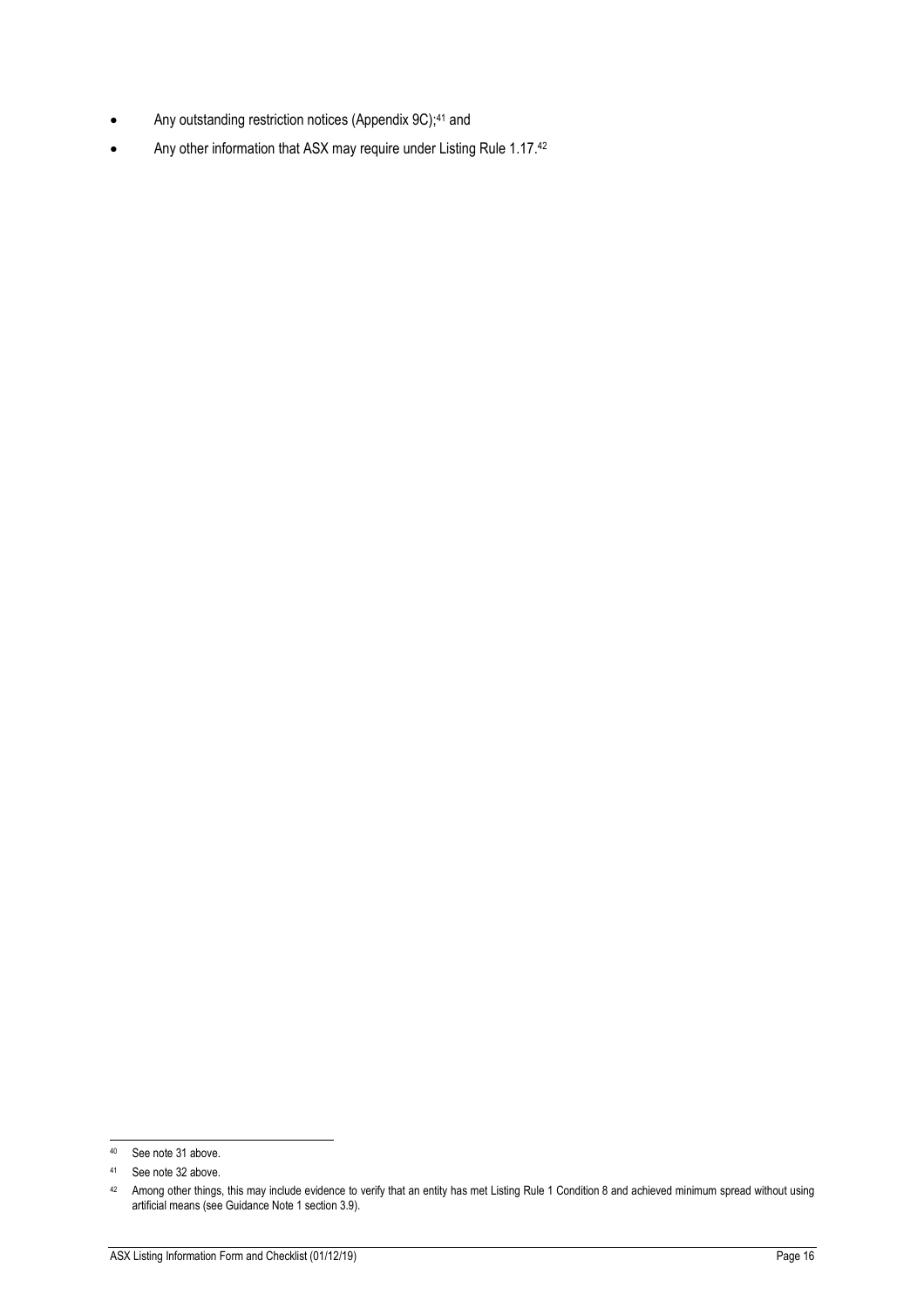- Any outstanding restriction notices (Appendix 9C);[41] and
- Any other information that ASX may require under Listing Rule 1.17.[42]

---

[40] See note 31 above.

[41] See note 32 above.

[42] Among other things, this may include evidence to verify that an entity has met Listing Rule 1 Condition 8 and achieved minimum spread without using artificial means (see Guidance Note 1 section 3.9).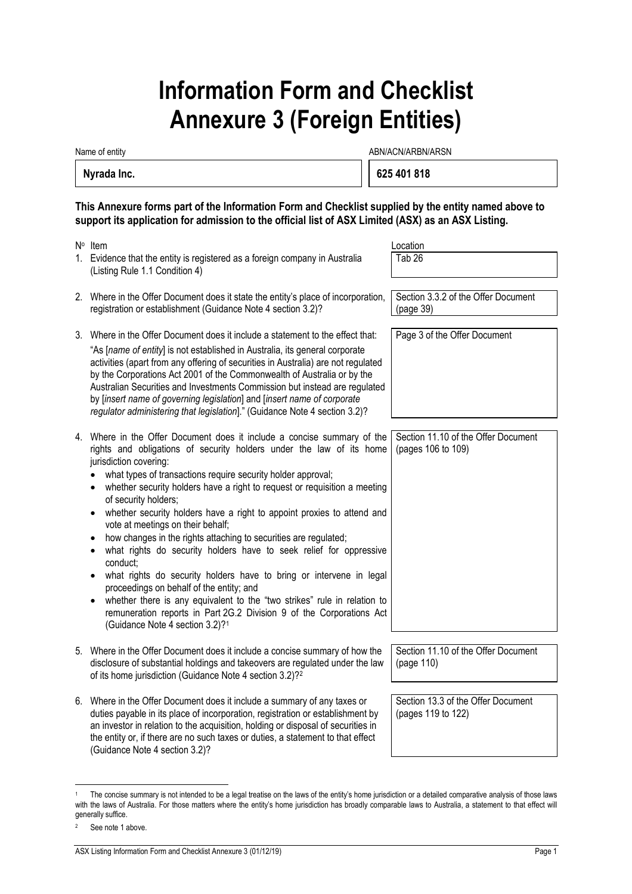# Information Form and Checklist Annexure 3 (Foreign Entities)

| Name of entity | ABN/ACN/ARBN/ARSN |
|---|---|
| **Nyrada Inc.** | **625 401 818** |

**This Annexure forms part of the Information Form and Checklist supplied by the entity named above to support its application for admission to the official list of ASX Limited (ASX) as an ASX Listing.**

| Nº | Item | Location |
|---|---|---|
| 1. | Evidence that the entity is registered as a foreign company in Australia (Listing Rule 1.1 Condition 4) | Tab 26 |
| 2. | Where in the Offer Document does it state the entity's place of incorporation, registration or establishment (Guidance Note 4 section 3.2)? | Section 3.3.2 of the Offer Document (page 39) |
| 3. | Where in the Offer Document does it include a statement to the effect that: "As [*name of entity*] is not established in Australia, its general corporate activities (apart from any offering of securities in Australia) are not regulated by the Corporations Act 2001 of the Commonwealth of Australia or by the Australian Securities and Investments Commission but instead are regulated by [*insert name of governing legislation*] and [*insert name of corporate regulator administering that legislation*]." (Guidance Note 4 section 3.2)? | Page 3 of the Offer Document |
| 4. | Where in the Offer Document does it include a concise summary of the rights and obligations of security holders under the law of its home jurisdiction covering: <br>• what types of transactions require security holder approval; <br>• whether security holders have a right to request or requisition a meeting of security holders; <br>• whether security holders have a right to appoint proxies to attend and vote at meetings on their behalf; <br>• how changes in the rights attaching to securities are regulated; <br>• what rights do security holders have to seek relief for oppressive conduct; <br>• what rights do security holders have to bring or intervene in legal proceedings on behalf of the entity; and <br>• whether there is any equivalent to the "two strikes" rule in relation to remuneration reports in Part 2G.2 Division 9 of the Corporations Act (Guidance Note 4 section 3.2)?[1] | Section 11.10 of the Offer Document (pages 106 to 109) |
| 5. | Where in the Offer Document does it include a concise summary of how the disclosure of substantial holdings and takeovers are regulated under the law of its home jurisdiction (Guidance Note 4 section 3.2)?[2] | Section 11.10 of the Offer Document (page 110) |
| 6. | Where in the Offer Document does it include a summary of any taxes or duties payable in its place of incorporation, registration or establishment by an investor in relation to the acquisition, holding or disposal of securities in the entity or, if there are no such taxes or duties, a statement to that effect (Guidance Note 4 section 3.2)? | Section 13.3 of the Offer Document (pages 119 to 122) |

[1] The concise summary is not intended to be a legal treatise on the laws of the entity's home jurisdiction or a detailed comparative analysis of those laws with the laws of Australia. For those matters where the entity's home jurisdiction has broadly comparable laws to Australia, a statement to that effect will generally suffice.

[2] See note 1 above.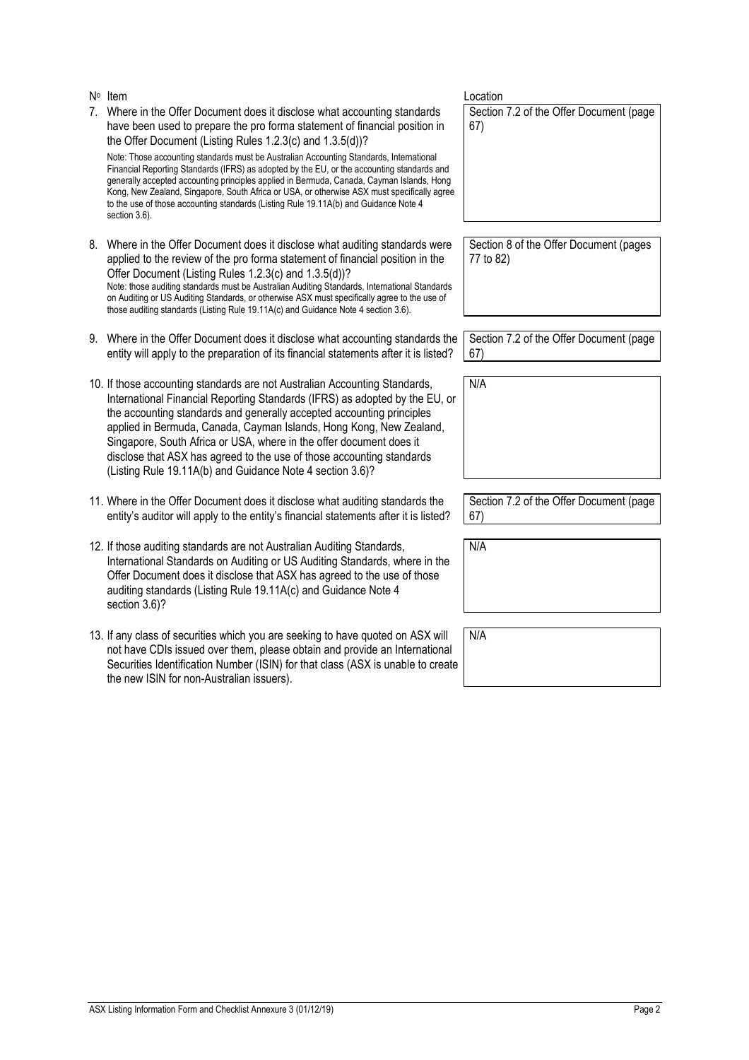| Nº | Item | Location |
|---|---|---|
| 7. | Where in the Offer Document does it disclose what accounting standards have been used to prepare the pro forma statement of financial position in the Offer Document (Listing Rules 1.2.3(c) and 1.3.5(d))?<br><br>Note: Those accounting standards must be Australian Accounting Standards, International Financial Reporting Standards (IFRS) as adopted by the EU, or the accounting standards and generally accepted accounting principles applied in Bermuda, Canada, Cayman Islands, Hong Kong, New Zealand, Singapore, South Africa or USA, or otherwise ASX must specifically agree to the use of those accounting standards (Listing Rule 19.11A(b) and Guidance Note 4 section 3.6). | Section 7.2 of the Offer Document (page 67) |
| 8. | Where in the Offer Document does it disclose what auditing standards were applied to the review of the pro forma statement of financial position in the Offer Document (Listing Rules 1.2.3(c) and 1.3.5(d))?<br>Note: those auditing standards must be Australian Auditing Standards, International Standards on Auditing or US Auditing Standards, or otherwise ASX must specifically agree to the use of those auditing standards (Listing Rule 19.11A(c) and Guidance Note 4 section 3.6). | Section 8 of the Offer Document (pages 77 to 82) |
| 9. | Where in the Offer Document does it disclose what accounting standards the entity will apply to the preparation of its financial statements after it is listed? | Section 7.2 of the Offer Document (page 67) |
| 10. | If those accounting standards are not Australian Accounting Standards, International Financial Reporting Standards (IFRS) as adopted by the EU, or the accounting standards and generally accepted accounting principles applied in Bermuda, Canada, Cayman Islands, Hong Kong, New Zealand, Singapore, South Africa or USA, where in the offer document does it disclose that ASX has agreed to the use of those accounting standards (Listing Rule 19.11A(b) and Guidance Note 4 section 3.6)? | N/A |
| 11. | Where in the Offer Document does it disclose what auditing standards the entity's auditor will apply to the entity's financial statements after it is listed? | Section 7.2 of the Offer Document (page 67) |
| 12. | If those auditing standards are not Australian Auditing Standards, International Standards on Auditing or US Auditing Standards, where in the Offer Document does it disclose that ASX has agreed to the use of those auditing standards (Listing Rule 19.11A(c) and Guidance Note 4 section 3.6)? | N/A |
| 13. | If any class of securities which you are seeking to have quoted on ASX will not have CDIs issued over them, please obtain and provide an International Securities Identification Number (ISIN) for that class (ASX is unable to create the new ISIN for non-Australian issuers). | N/A |